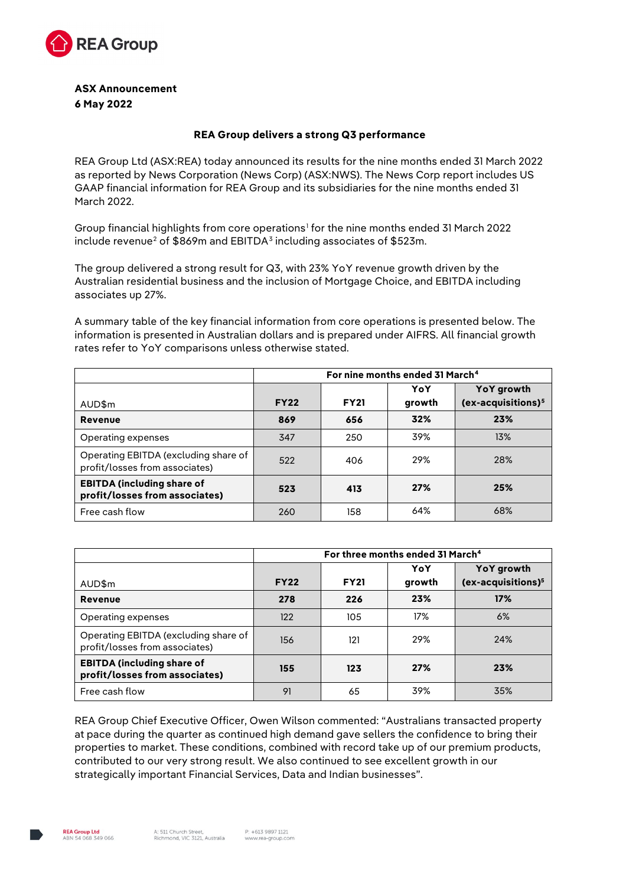**ASX Announcement**
**6 May 2022**

**REA Group delivers a strong Q3 performance**

REA Group Ltd (ASX:REA) today announced its results for the nine months ended 31 March 2022 as reported by News Corporation (News Corp) (ASX:NWS). The News Corp report includes US GAAP financial information for REA Group and its subsidiaries for the nine months ended 31 March 2022.

Group financial highlights from core operations[1] for the nine months ended 31 March 2022 include revenue[2] of $869m and EBITDA[3] including associates of $523m.

The group delivered a strong result for Q3, with 23% YoY revenue growth driven by the Australian residential business and the inclusion of Mortgage Choice, and EBITDA including associates up 27%.

A summary table of the key financial information from core operations is presented below. The information is presented in Australian dollars and is prepared under AIFRS. All financial growth rates refer to YoY comparisons unless otherwise stated.

| | For nine months ended 31 March[4] | | | |
|---|---|---|---|---|
| AUD$m | FY22 | FY21 | YoY growth | YoY growth (ex-acquisitions)[5] |
| **Revenue** | **869** | **656** | **32%** | **23%** |
| Operating expenses | 347 | 250 | 39% | 13% |
| Operating EBITDA (excluding share of profit/losses from associates) | 522 | 406 | 29% | 28% |
| **EBITDA (including share of profit/losses from associates)** | **523** | **413** | **27%** | **25%** |
| Free cash flow | 260 | 158 | 64% | 68% |

| | For three months ended 31 March[4] | | | |
|---|---|---|---|---|
| AUD$m | FY22 | FY21 | YoY growth | YoY growth (ex-acquisitions)[5] |
| **Revenue** | **278** | **226** | **23%** | **17%** |
| Operating expenses | 122 | 105 | 17% | 6% |
| Operating EBITDA (excluding share of profit/losses from associates) | 156 | 121 | 29% | 24% |
| **EBITDA (including share of profit/losses from associates)** | **155** | **123** | **27%** | **23%** |
| Free cash flow | 91 | 65 | 39% | 35% |

REA Group Chief Executive Officer, Owen Wilson commented: "Australians transacted property at pace during the quarter as continued high demand gave sellers the confidence to bring their properties to market. These conditions, combined with record take up of our premium products, contributed to our very strong result. We also continued to see excellent growth in our strategically important Financial Services, Data and Indian businesses".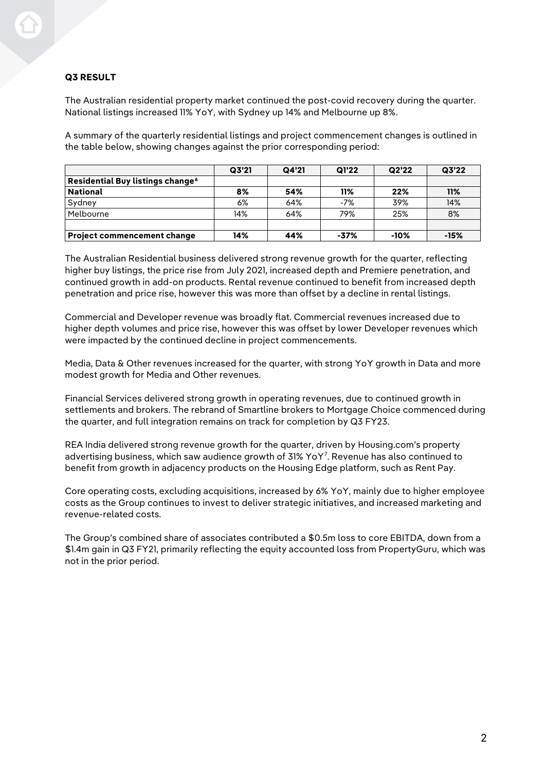**Q3 RESULT**

The Australian residential property market continued the post-covid recovery during the quarter. National listings increased 11% YoY, with Sydney up 14% and Melbourne up 8%.

A summary of the quarterly residential listings and project commencement changes is outlined in the table below, showing changes against the prior corresponding period:

| | Q3'21 | Q4'21 | Q1'22 | Q2'22 | Q3'22 |
|---|---|---|---|---|---|
| **Residential Buy listings change[6]** | | | | | |
| **National** | **8%** | **54%** | **11%** | **22%** | **11%** |
| Sydney | 6% | 64% | -7% | 39% | 14% |
| Melbourne | 14% | 64% | 79% | 25% | 8% |
| | | | | | |
| **Project commencement change** | **14%** | **44%** | **-37%** | **-10%** | **-15%** |

The Australian Residential business delivered strong revenue growth for the quarter, reflecting higher buy listings, the price rise from July 2021, increased depth and Premiere penetration, and continued growth in add-on products. Rental revenue continued to benefit from increased depth penetration and price rise, however this was more than offset by a decline in rental listings.

Commercial and Developer revenue was broadly flat. Commercial revenues increased due to higher depth volumes and price rise, however this was offset by lower Developer revenues which were impacted by the continued decline in project commencements.

Media, Data & Other revenues increased for the quarter, with strong YoY growth in Data and more modest growth for Media and Other revenues.

Financial Services delivered strong growth in operating revenues, due to continued growth in settlements and brokers. The rebrand of Smartline brokers to Mortgage Choice commenced during the quarter, and full integration remains on track for completion by Q3 FY23.

REA India delivered strong revenue growth for the quarter, driven by Housing.com's property advertising business, which saw audience growth of 31% YoY[7]. Revenue has also continued to benefit from growth in adjacency products on the Housing Edge platform, such as Rent Pay.

Core operating costs, excluding acquisitions, increased by 6% YoY, mainly due to higher employee costs as the Group continues to invest to deliver strategic initiatives, and increased marketing and revenue-related costs.

The Group's combined share of associates contributed a $0.5m loss to core EBITDA, down from a $1.4m gain in Q3 FY21, primarily reflecting the equity accounted loss from PropertyGuru, which was not in the prior period.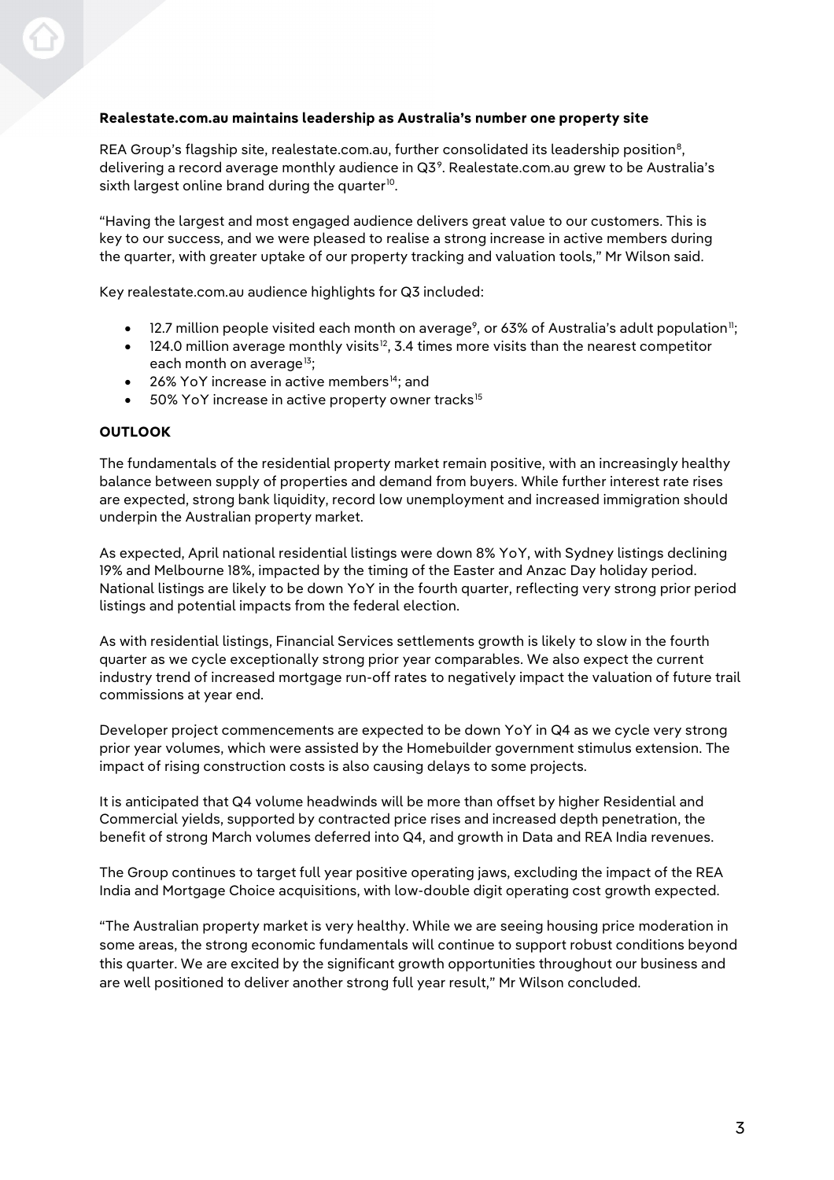**Realestate.com.au maintains leadership as Australia's number one property site**

REA Group's flagship site, realestate.com.au, further consolidated its leadership position[8], delivering a record average monthly audience in Q3[9]. Realestate.com.au grew to be Australia's sixth largest online brand during the quarter[10].

"Having the largest and most engaged audience delivers great value to our customers. This is key to our success, and we were pleased to realise a strong increase in active members during the quarter, with greater uptake of our property tracking and valuation tools," Mr Wilson said.

Key realestate.com.au audience highlights for Q3 included:

- 12.7 million people visited each month on average[9], or 63% of Australia's adult population[11];
- 124.0 million average monthly visits[12], 3.4 times more visits than the nearest competitor each month on average[13];
- 26% YoY increase in active members[14]; and
- 50% YoY increase in active property owner tracks[15]

**OUTLOOK**

The fundamentals of the residential property market remain positive, with an increasingly healthy balance between supply of properties and demand from buyers. While further interest rate rises are expected, strong bank liquidity, record low unemployment and increased immigration should underpin the Australian property market.

As expected, April national residential listings were down 8% YoY, with Sydney listings declining 19% and Melbourne 18%, impacted by the timing of the Easter and Anzac Day holiday period. National listings are likely to be down YoY in the fourth quarter, reflecting very strong prior period listings and potential impacts from the federal election.

As with residential listings, Financial Services settlements growth is likely to slow in the fourth quarter as we cycle exceptionally strong prior year comparables. We also expect the current industry trend of increased mortgage run-off rates to negatively impact the valuation of future trail commissions at year end.

Developer project commencements are expected to be down YoY in Q4 as we cycle very strong prior year volumes, which were assisted by the Homebuilder government stimulus extension. The impact of rising construction costs is also causing delays to some projects.

It is anticipated that Q4 volume headwinds will be more than offset by higher Residential and Commercial yields, supported by contracted price rises and increased depth penetration, the benefit of strong March volumes deferred into Q4, and growth in Data and REA India revenues.

The Group continues to target full year positive operating jaws, excluding the impact of the REA India and Mortgage Choice acquisitions, with low-double digit operating cost growth expected.

"The Australian property market is very healthy. While we are seeing housing price moderation in some areas, the strong economic fundamentals will continue to support robust conditions beyond this quarter. We are excited by the significant growth opportunities throughout our business and are well positioned to deliver another strong full year result," Mr Wilson concluded.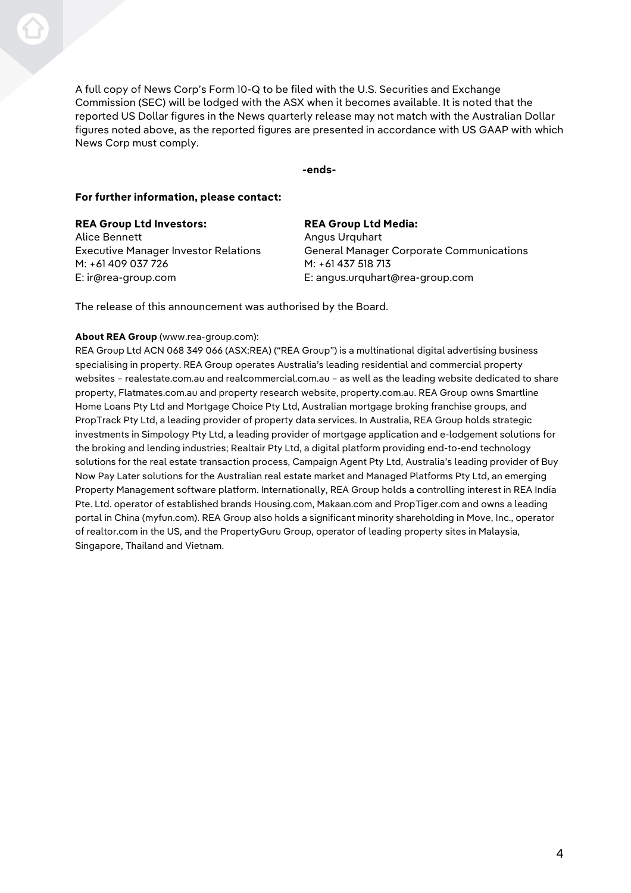A full copy of News Corp's Form 10-Q to be filed with the U.S. Securities and Exchange Commission (SEC) will be lodged with the ASX when it becomes available. It is noted that the reported US Dollar figures in the News quarterly release may not match with the Australian Dollar figures noted above, as the reported figures are presented in accordance with US GAAP with which News Corp must comply.

**-ends-**

**For further information, please contact:**

**REA Group Ltd Investors:**
Alice Bennett
Executive Manager Investor Relations
M: +61 409 037 726
E: ir@rea-group.com

**REA Group Ltd Media:**
Angus Urquhart
General Manager Corporate Communications
M: +61 437 518 713
E: angus.urquhart@rea-group.com

The release of this announcement was authorised by the Board.

**About REA Group** (www.rea-group.com):
REA Group Ltd ACN 068 349 066 (ASX:REA) ("REA Group") is a multinational digital advertising business specialising in property. REA Group operates Australia's leading residential and commercial property websites – realestate.com.au and realcommercial.com.au – as well as the leading website dedicated to share property, Flatmates.com.au and property research website, property.com.au. REA Group owns Smartline Home Loans Pty Ltd and Mortgage Choice Pty Ltd, Australian mortgage broking franchise groups, and PropTrack Pty Ltd, a leading provider of property data services. In Australia, REA Group holds strategic investments in Simpology Pty Ltd, a leading provider of mortgage application and e-lodgement solutions for the broking and lending industries; Realtair Pty Ltd, a digital platform providing end-to-end technology solutions for the real estate transaction process, Campaign Agent Pty Ltd, Australia's leading provider of Buy Now Pay Later solutions for the Australian real estate market and Managed Platforms Pty Ltd, an emerging Property Management software platform. Internationally, REA Group holds a controlling interest in REA India Pte. Ltd. operator of established brands Housing.com, Makaan.com and PropTiger.com and owns a leading portal in China (myfun.com). REA Group also holds a significant minority shareholding in Move, Inc., operator of realtor.com in the US, and the PropertyGuru Group, operator of leading property sites in Malaysia, Singapore, Thailand and Vietnam.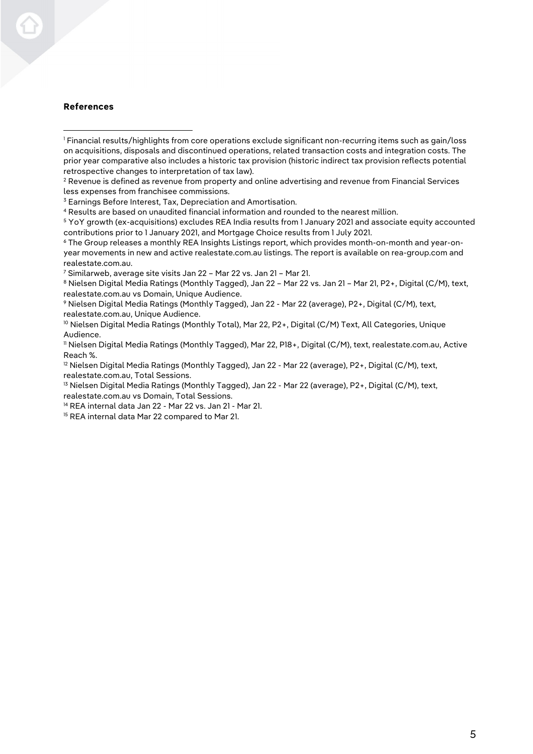**References**

[1] Financial results/highlights from core operations exclude significant non-recurring items such as gain/loss on acquisitions, disposals and discontinued operations, related transaction costs and integration costs. The prior year comparative also includes a historic tax provision (historic indirect tax provision reflects potential retrospective changes to interpretation of tax law).

[2] Revenue is defined as revenue from property and online advertising and revenue from Financial Services less expenses from franchisee commissions.

[3] Earnings Before Interest, Tax, Depreciation and Amortisation.

[4] Results are based on unaudited financial information and rounded to the nearest million.

[5] YoY growth (ex-acquisitions) excludes REA India results from 1 January 2021 and associate equity accounted contributions prior to 1 January 2021, and Mortgage Choice results from 1 July 2021.

[6] The Group releases a monthly REA Insights Listings report, which provides month-on-month and year-on-year movements in new and active realestate.com.au listings. The report is available on rea-group.com and realestate.com.au.

[7] Similarweb, average site visits Jan 22 – Mar 22 vs. Jan 21 – Mar 21.

[8] Nielsen Digital Media Ratings (Monthly Tagged), Jan 22 – Mar 22 vs. Jan 21 – Mar 21, P2+, Digital (C/M), text, realestate.com.au vs Domain, Unique Audience.

[9] Nielsen Digital Media Ratings (Monthly Tagged), Jan 22 - Mar 22 (average), P2+, Digital (C/M), text, realestate.com.au, Unique Audience.

[10] Nielsen Digital Media Ratings (Monthly Total), Mar 22, P2+, Digital (C/M) Text, All Categories, Unique Audience.

[11] Nielsen Digital Media Ratings (Monthly Tagged), Mar 22, P18+, Digital (C/M), text, realestate.com.au, Active Reach %.

[12] Nielsen Digital Media Ratings (Monthly Tagged), Jan 22 - Mar 22 (average), P2+, Digital (C/M), text, realestate.com.au, Total Sessions.

[13] Nielsen Digital Media Ratings (Monthly Tagged), Jan 22 - Mar 22 (average), P2+, Digital (C/M), text, realestate.com.au vs Domain, Total Sessions.

[14] REA internal data Jan 22 - Mar 22 vs. Jan 21 - Mar 21.

[15] REA internal data Mar 22 compared to Mar 21.